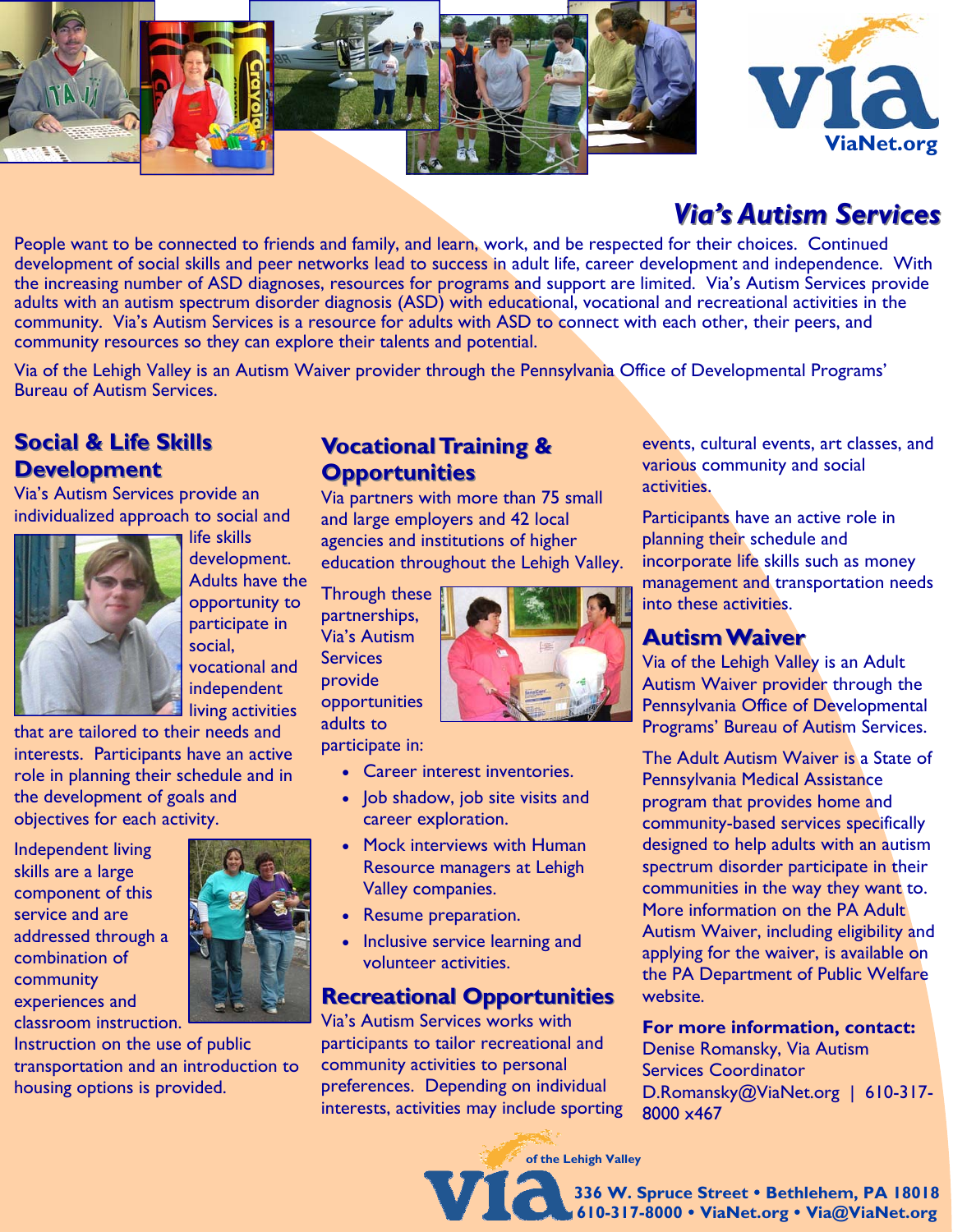# Via's Autism Services

People want to be connected to friends and family, and learn, work, and be respected for their choices. Continued development of social skills and peer networks lead to success in adult life, career development and independence. With the increasing number of ASD diagnoses, resources for programs and support are limited. Via's Autism Services provide adults with an autism spectrum disorder diagnosis (ASD) with educational, vocational and recreational activities in the community. Via's Autism Services is a resource for adults with ASD to connect with each other, their peers, and community resources so they can explore their talents and potential.

Via of the Lehigh Valley is an Autism Waiver provider through the Pennsylvania Office of Developmental Programs' Bureau of Autism Services.

## Social & Life Skills Development

Via's Autism Services provide an individualized approach to social and life skills development. Adults have the opportunity to participate in social, vocational and independent living activities that are tailored to their needs and interests. Participants have an active role in planning their schedule and in the development of goals and objectives for each activity.

Independent living skills are a large component of this service and are addressed through a combination of community experiences and classroom instruction. Instruction on the use of public transportation and an introduction to housing options is provided.

## Vocational Training & Opportunities

Via partners with more than 75 small and large employers and 42 local agencies and institutions of higher education throughout the Lehigh Valley.

Through these partnerships, Via's Autism Services provide opportunities adults to participate in:

- Career interest inventories.
- Job shadow, job site visits and career exploration.
- Mock interviews with Human Resource managers at Lehigh Valley companies.
- Resume preparation.
- Inclusive service learning and volunteer activities.

## Recreational Opportunities

Via's Autism Services works with participants to tailor recreational and community activities to personal preferences. Depending on individual interests, activities may include sporting events, cultural events, art classes, and various community and social activities.

Participants have an active role in planning their schedule and incorporate life skills such as money management and transportation needs into these activities.

## Autism Waiver

Via of the Lehigh Valley is an Adult Autism Waiver provider through the Pennsylvania Office of Developmental Programs' Bureau of Autism Services.

The Adult Autism Waiver is a State of Pennsylvania Medical Assistance program that provides home and community-based services specifically designed to help adults with an autism spectrum disorder participate in their communities in the way they want to. More information on the PA Adult Autism Waiver, including eligibility and applying for the waiver, is available on the PA Department of Public Welfare website.

**For more information, contact:**
Denise Romansky, Via Autism Services Coordinator
D.Romansky@ViaNet.org | 610-317-8000 x467

Via of the Lehigh Valley
**336 W. Spruce Street • Bethlehem, PA 18018**
**610-317-8000 • ViaNet.org • Via@ViaNet.org**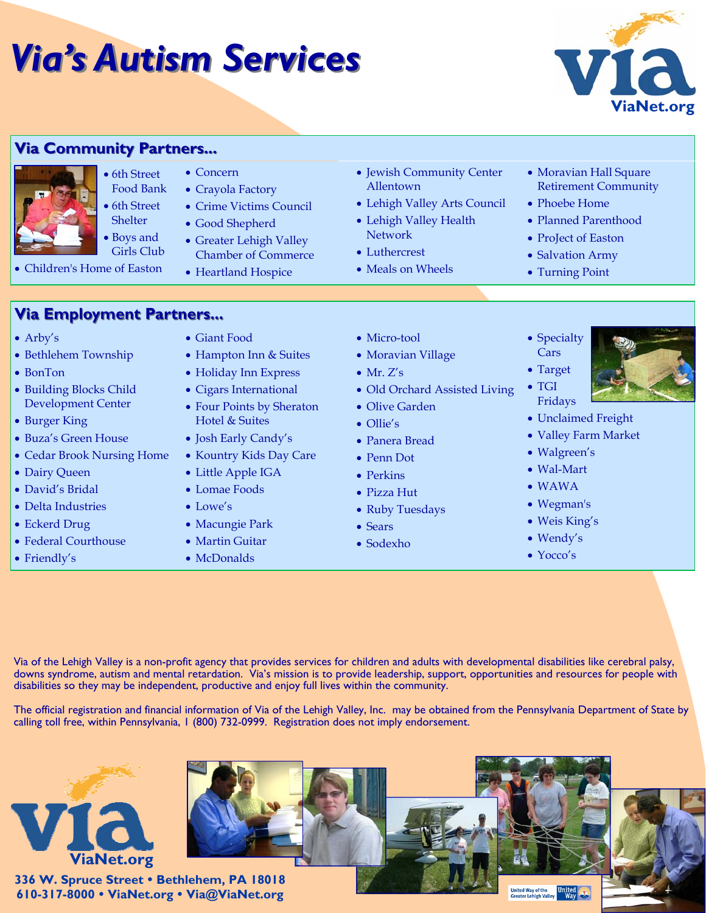# Via's Autism Services

ViaNet.org

## Via Community Partners...

- 6th Street Food Bank
- 6th Street Shelter
- Boys and Girls Club
- Children's Home of Easton
- Concern
- Crayola Factory
- Crime Victims Council
- Good Shepherd
- Greater Lehigh Valley Chamber of Commerce
- Heartland Hospice
- Jewish Community Center Allentown
- Lehigh Valley Arts Council
- Lehigh Valley Health Network
- Luthercrest
- Meals on Wheels
- Moravian Hall Square Retirement Community
- Phoebe Home
- Planned Parenthood
- ProJect of Easton
- Salvation Army
- Turning Point

## Via Employment Partners...

- Arby's
- Bethlehem Township
- BonTon
- Building Blocks Child Development Center
- Burger King
- Buza's Green House
- Cedar Brook Nursing Home
- Dairy Queen
- David's Bridal
- Delta Industries
- Eckerd Drug
- Federal Courthouse
- Friendly's
- Giant Food
- Hampton Inn & Suites
- Holiday Inn Express
- Cigars International
- Four Points by Sheraton Hotel & Suites
- Josh Early Candy's
- Kountry Kids Day Care
- Little Apple IGA
- Lomae Foods
- Lowe's
- Macungie Park
- Martin Guitar
- McDonalds
- Micro-tool
- Moravian Village
- Mr. Z's
- Old Orchard Assisted Living
- Olive Garden
- Ollie's
- Panera Bread
- Penn Dot
- Perkins
- Pizza Hut
- Ruby Tuesdays
- Sears
- Sodexho
- Specialty Cars
- Target
- TGI Fridays
- Unclaimed Freight
- Valley Farm Market
- Walgreen's
- Wal-Mart
- WAWA
- Wegman's
- Weis King's
- Wendy's
- Yocco's

Via of the Lehigh Valley is a non-profit agency that provides services for children and adults with developmental disabilities like cerebral palsy, downs syndrome, autism and mental retardation. Via's mission is to provide leadership, support, opportunities and resources for people with disabilities so they may be independent, productive and enjoy full lives within the community.

The official registration and financial information of Via of the Lehigh Valley, Inc. may be obtained from the Pennsylvania Department of State by calling toll free, within Pennsylvania, 1 (800) 732-0999. Registration does not imply endorsement.

ViaNet.org

**336 W. Spruce Street • Bethlehem, PA 18018**
**610-317-8000 • ViaNet.org • Via@ViaNet.org**

United Way of the Greater Lehigh Valley